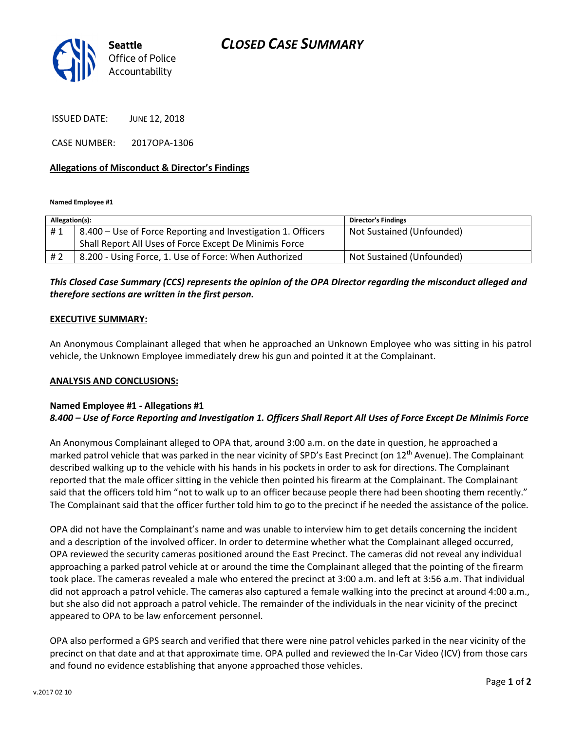# CLOSED CASE SUMMARY

**Seattle**
Office of Police
Accountability

ISSUED DATE: JUNE 12, 2018

CASE NUMBER: 2017OPA-1306

**Allegations of Misconduct & Director's Findings**

**Named Employee #1**

| Allegation(s): | | Director's Findings |
|---|---|---|
| # 1 | 8.400 – Use of Force Reporting and Investigation 1. Officers Shall Report All Uses of Force Except De Minimis Force | Not Sustained (Unfounded) |
| # 2 | 8.200 - Using Force, 1. Use of Force: When Authorized | Not Sustained (Unfounded) |

***This Closed Case Summary (CCS) represents the opinion of the OPA Director regarding the misconduct alleged and therefore sections are written in the first person.***

**EXECUTIVE SUMMARY:**

An Anonymous Complainant alleged that when he approached an Unknown Employee who was sitting in his patrol vehicle, the Unknown Employee immediately drew his gun and pointed it at the Complainant.

**ANALYSIS AND CONCLUSIONS:**

**Named Employee #1 - Allegations #1**
***8.400 – Use of Force Reporting and Investigation 1. Officers Shall Report All Uses of Force Except De Minimis Force***

An Anonymous Complainant alleged to OPA that, around 3:00 a.m. on the date in question, he approached a marked patrol vehicle that was parked in the near vicinity of SPD's East Precinct (on 12th Avenue). The Complainant described walking up to the vehicle with his hands in his pockets in order to ask for directions. The Complainant reported that the male officer sitting in the vehicle then pointed his firearm at the Complainant. The Complainant said that the officers told him "not to walk up to an officer because people there had been shooting them recently." The Complainant said that the officer further told him to go to the precinct if he needed the assistance of the police.

OPA did not have the Complainant's name and was unable to interview him to get details concerning the incident and a description of the involved officer. In order to determine whether what the Complainant alleged occurred, OPA reviewed the security cameras positioned around the East Precinct. The cameras did not reveal any individual approaching a parked patrol vehicle at or around the time the Complainant alleged that the pointing of the firearm took place. The cameras revealed a male who entered the precinct at 3:00 a.m. and left at 3:56 a.m. That individual did not approach a patrol vehicle. The cameras also captured a female walking into the precinct at around 4:00 a.m., but she also did not approach a patrol vehicle. The remainder of the individuals in the near vicinity of the precinct appeared to OPA to be law enforcement personnel.

OPA also performed a GPS search and verified that there were nine patrol vehicles parked in the near vicinity of the precinct on that date and at that approximate time. OPA pulled and reviewed the In-Car Video (ICV) from those cars and found no evidence establishing that anyone approached those vehicles.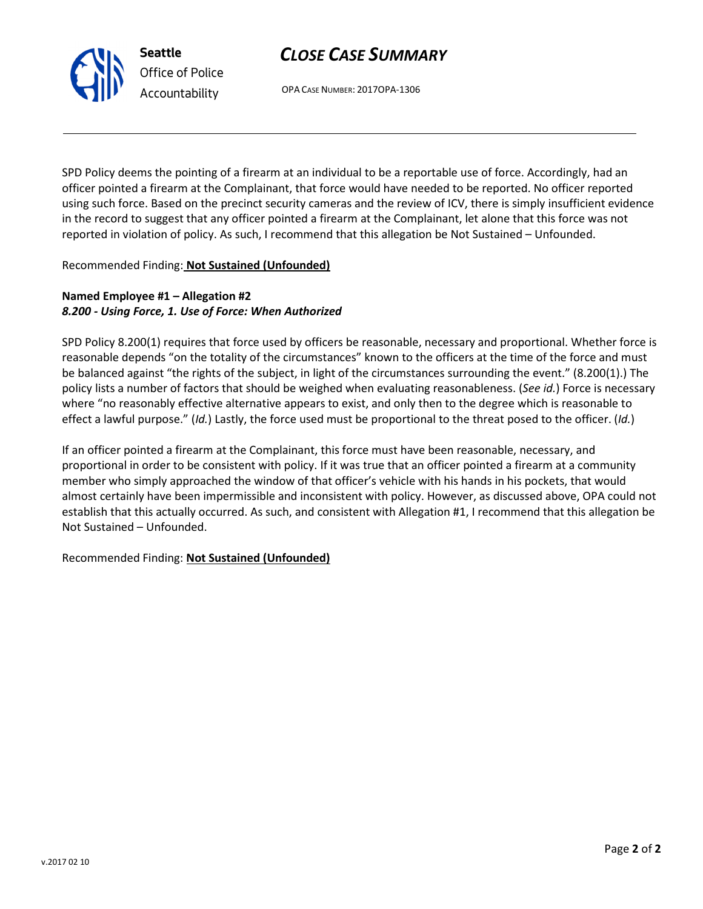SPD Policy deems the pointing of a firearm at an individual to be a reportable use of force. Accordingly, had an officer pointed a firearm at the Complainant, that force would have needed to be reported. No officer reported using such force. Based on the precinct security cameras and the review of ICV, there is simply insufficient evidence in the record to suggest that any officer pointed a firearm at the Complainant, let alone that this force was not reported in violation of policy. As such, I recommend that this allegation be Not Sustained – Unfounded.

Recommended Finding: **Not Sustained (Unfounded)**

**Named Employee #1 – Allegation #2**
***8.200 - Using Force, 1. Use of Force: When Authorized***

SPD Policy 8.200(1) requires that force used by officers be reasonable, necessary and proportional. Whether force is reasonable depends "on the totality of the circumstances" known to the officers at the time of the force and must be balanced against "the rights of the subject, in light of the circumstances surrounding the event." (8.200(1).) The policy lists a number of factors that should be weighed when evaluating reasonableness. (*See id.*) Force is necessary where "no reasonably effective alternative appears to exist, and only then to the degree which is reasonable to effect a lawful purpose." (*Id.*) Lastly, the force used must be proportional to the threat posed to the officer. (*Id.*)

If an officer pointed a firearm at the Complainant, this force must have been reasonable, necessary, and proportional in order to be consistent with policy. If it was true that an officer pointed a firearm at a community member who simply approached the window of that officer's vehicle with his hands in his pockets, that would almost certainly have been impermissible and inconsistent with policy. However, as discussed above, OPA could not establish that this actually occurred. As such, and consistent with Allegation #1, I recommend that this allegation be Not Sustained – Unfounded.

Recommended Finding: **Not Sustained (Unfounded)**